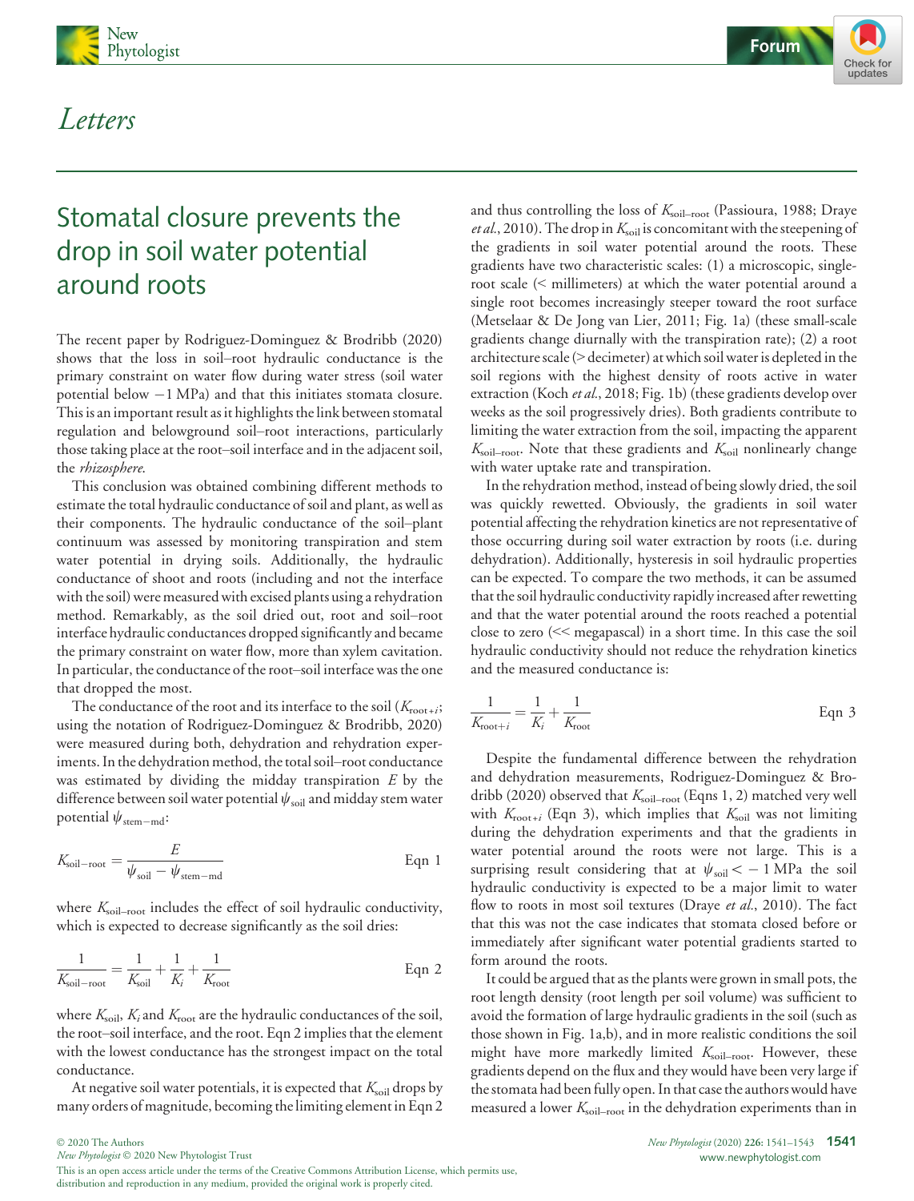# Letters

## Stomatal closure prevents the drop in soil water potential around roots

The recent paper by Rodriguez-Dominguez & Brodribb (2020) shows that the loss in soil–root hydraulic conductance is the primary constraint on water flow during water stress (soil water potential below −1 MPa) and that this initiates stomata closure. This is an important result as it highlights the link between stomatal regulation and belowground soil–root interactions, particularly those taking place at the root–soil interface and in the adjacent soil, the *rhizosphere*.

This conclusion was obtained combining different methods to estimate the total hydraulic conductance of soil and plant, as well as their components. The hydraulic conductance of the soil–plant continuum was assessed by monitoring transpiration and stem water potential in drying soils. Additionally, the hydraulic conductance of shoot and roots (including and not the interface with the soil) were measured with excised plants using a rehydration method. Remarkably, as the soil dried out, root and soil–root interface hydraulic conductances dropped significantly and became the primary constraint on water flow, more than xylem cavitation. In particular, the conductance of the root–soil interface was the one that dropped the most.

The conductance of the root and its interface to the soil ($K_{\mathrm{root}+i}$; using the notation of Rodriguez-Dominguez & Brodribb, 2020) were measured during both, dehydration and rehydration experiments. In the dehydration method, the total soil–root conductance was estimated by dividing the midday transpiration $E$ by the difference between soil water potential $\psi_{\mathrm{soil}}$ and midday stem water potential $\psi_{\mathrm{stem-md}}$:

$$K_{\mathrm{soil-root}} = \frac{E}{\psi_{\mathrm{soil}} - \psi_{\mathrm{stem-md}}} \qquad \text{Eqn 1}$$

where $K_{\mathrm{soil-root}}$ includes the effect of soil hydraulic conductivity, which is expected to decrease significantly as the soil dries:

$$\frac{1}{K_{\mathrm{soil-root}}} = \frac{1}{K_{\mathrm{soil}}} + \frac{1}{K_i} + \frac{1}{K_{\mathrm{root}}} \qquad \text{Eqn 2}$$

where $K_{\mathrm{soil}}$, $K_i$ and $K_{\mathrm{root}}$ are the hydraulic conductances of the soil, the root–soil interface, and the root. Eqn 2 implies that the element with the lowest conductance has the strongest impact on the total conductance.

At negative soil water potentials, it is expected that $K_{\mathrm{soil}}$ drops by many orders of magnitude, becoming the limiting element in Eqn 2 and thus controlling the loss of $K_{\mathrm{soil-root}}$ (Passioura, 1988; Draye *et al.*, 2010). The drop in $K_{\mathrm{soil}}$ is concomitant with the steepening of the gradients in soil water potential around the roots. These gradients have two characteristic scales: (1) a microscopic, single-root scale (< millimeters) at which the water potential around a single root becomes increasingly steeper toward the root surface (Metselaar & De Jong van Lier, 2011; Fig. 1a) (these small-scale gradients change diurnally with the transpiration rate); (2) a root architecture scale (> decimeter) at which soil water is depleted in the soil regions with the highest density of roots active in water extraction (Koch *et al.*, 2018; Fig. 1b) (these gradients develop over weeks as the soil progressively dries). Both gradients contribute to limiting the water extraction from the soil, impacting the apparent $K_{\mathrm{soil-root}}$. Note that these gradients and $K_{\mathrm{soil}}$ nonlinearly change with water uptake rate and transpiration.

In the rehydration method, instead of being slowly dried, the soil was quickly rewetted. Obviously, the gradients in soil water potential affecting the rehydration kinetics are not representative of those occurring during soil water extraction by roots (i.e. during dehydration). Additionally, hysteresis in soil hydraulic properties can be expected. To compare the two methods, it can be assumed that the soil hydraulic conductivity rapidly increased after rewetting and that the water potential around the roots reached a potential close to zero (<< megapascal) in a short time. In this case the soil hydraulic conductivity should not reduce the rehydration kinetics and the measured conductance is:

$$\frac{1}{K_{\mathrm{root}+i}} = \frac{1}{K_i} + \frac{1}{K_{\mathrm{root}}} \qquad \text{Eqn 3}$$

Despite the fundamental difference between the rehydration and dehydration measurements, Rodriguez-Dominguez & Brodribb (2020) observed that $K_{\mathrm{soil-root}}$ (Eqns 1, 2) matched very well with $K_{\mathrm{root}+i}$ (Eqn 3), which implies that $K_{\mathrm{soil}}$ was not limiting during the dehydration experiments and that the gradients in water potential around the roots were not large. This is a surprising result considering that at $\psi_{\mathrm{soil}} < -1$ MPa the soil hydraulic conductivity is expected to be a major limit to water flow to roots in most soil textures (Draye *et al.*, 2010). The fact that this was not the case indicates that stomata closed before or immediately after significant water potential gradients started to form around the roots.

It could be argued that as the plants were grown in small pots, the root length density (root length per soil volume) was sufficient to avoid the formation of large hydraulic gradients in the soil (such as those shown in Fig. 1a,b), and in more realistic conditions the soil might have more markedly limited $K_{\mathrm{soil-root}}$. However, these gradients depend on the flux and they would have been very large if the stomata had been fully open. In that case the authors would have measured a lower $K_{\mathrm{soil-root}}$ in the dehydration experiments than in

© 2020 The Authors
*New Phytologist* © 2020 New Phytologist Trust
This is an open access article under the terms of the Creative Commons Attribution License, which permits use, distribution and reproduction in any medium, provided the original work is properly cited.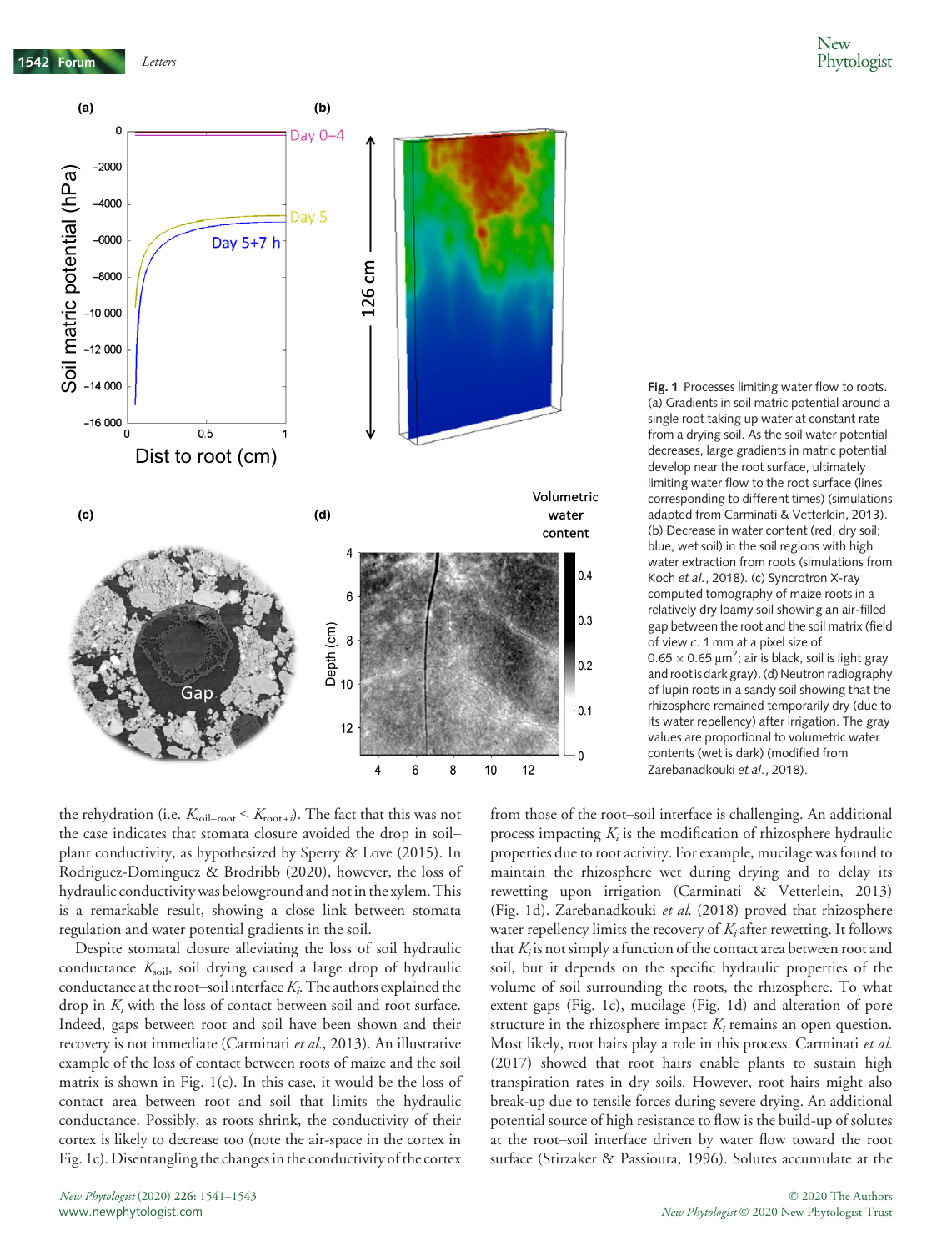Fig. 1 Processes limiting water flow to roots. (a) Gradients in soil matric potential around a single root taking up water at constant rate from a drying soil. As the soil water potential decreases, large gradients in matric potential develop near the root surface, ultimately limiting water flow to the root surface (lines corresponding to different times) (simulations adapted from Carminati & Vetterlein, 2013). (b) Decrease in water content (red, dry soil; blue, wet soil) in the soil regions with high water extraction from roots (simulations from Koch *et al.*, 2018). (c) Syncrotron X-ray computed tomography of maize roots in a relatively dry loamy soil showing an air-filled gap between the root and the soil matrix (field of view *c.* 1 mm at a pixel size of $0.65 \times 0.65\ \mu m^2$; air is black, soil is light gray and root is dark gray). (d) Neutron radiography of lupin roots in a sandy soil showing that the rhizosphere remained temporarily dry (due to its water repellency) after irrigation. The gray values are proportional to volumetric water contents (wet is dark) (modified from Zarebanadkouki *et al.*, 2018).

the rehydration (i.e. $K_{soil-root} < K_{root+i}$). The fact that this was not the case indicates that stomata closure avoided the drop in soil–plant conductivity, as hypothesized by Sperry & Love (2015). In Rodriguez-Dominguez & Brodribb (2020), however, the loss of hydraulic conductivity was belowground and not in the xylem. This is a remarkable result, showing a close link between stomata regulation and water potential gradients in the soil.

Despite stomatal closure alleviating the loss of soil hydraulic conductance $K_{soil}$, soil drying caused a large drop of hydraulic conductance at the root–soil interface $K_i$. The authors explained the drop in $K_i$ with the loss of contact between soil and root surface. Indeed, gaps between root and soil have been shown and their recovery is not immediate (Carminati *et al.*, 2013). An illustrative example of the loss of contact between roots of maize and the soil matrix is shown in Fig. 1(c). In this case, it would be the loss of contact area between root and soil that limits the hydraulic conductance. Possibly, as roots shrink, the conductivity of their cortex is likely to decrease too (note the air-space in the cortex in Fig. 1c). Disentangling the changes in the conductivity of the cortex from those of the root–soil interface is challenging. An additional process impacting $K_i$ is the modification of rhizosphere hydraulic properties due to root activity. For example, mucilage was found to maintain the rhizosphere wet during drying and to delay its rewetting upon irrigation (Carminati & Vetterlein, 2013) (Fig. 1d). Zarebanadkouki *et al.* (2018) proved that rhizosphere water repellency limits the recovery of $K_i$ after rewetting. It follows that $K_i$ is not simply a function of the contact area between root and soil, but it depends on the specific hydraulic properties of the volume of soil surrounding the roots, the rhizosphere. To what extent gaps (Fig. 1c), mucilage (Fig. 1d) and alteration of pore structure in the rhizosphere impact $K_i$ remains an open question. Most likely, root hairs play a role in this process. Carminati *et al.* (2017) showed that root hairs enable plants to sustain high transpiration rates in dry soils. However, root hairs might also break-up due to tensile forces during severe drying. An additional potential source of high resistance to flow is the build-up of solutes at the root–soil interface driven by water flow toward the root surface (Stirzaker & Passioura, 1996). Solutes accumulate at the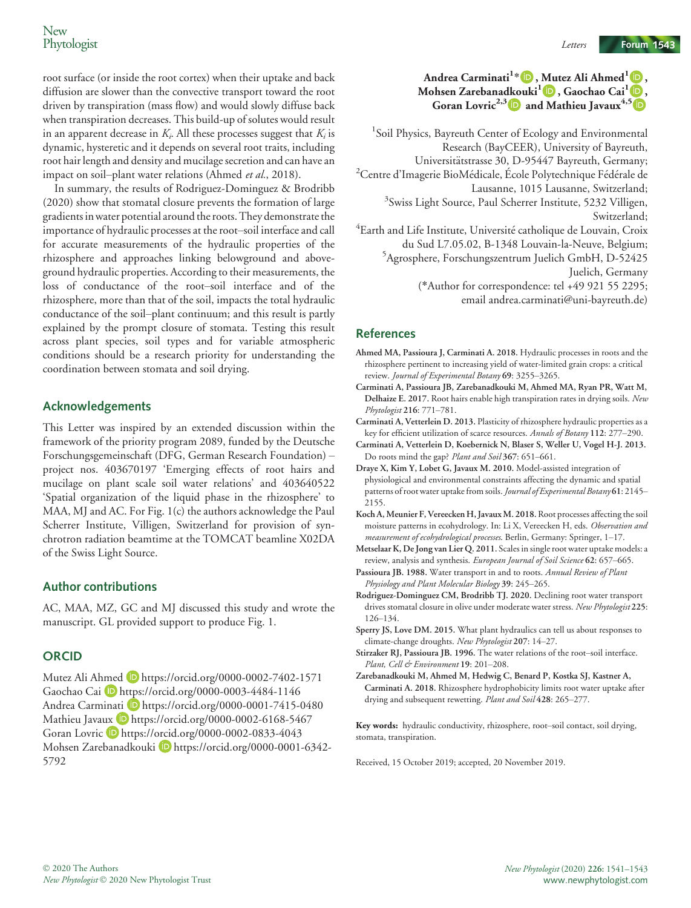root surface (or inside the root cortex) when their uptake and back diffusion are slower than the convective transport toward the root driven by transpiration (mass flow) and would slowly diffuse back when transpiration decreases. This build-up of solutes would result in an apparent decrease in $K_i$. All these processes suggest that $K_i$ is dynamic, hysteretic and it depends on several root traits, including root hair length and density and mucilage secretion and can have an impact on soil–plant water relations (Ahmed *et al.*, 2018).

In summary, the results of Rodriguez-Dominguez & Brodribb (2020) show that stomatal closure prevents the formation of large gradients in water potential around the roots. They demonstrate the importance of hydraulic processes at the root–soil interface and call for accurate measurements of the hydraulic properties of the rhizosphere and approaches linking belowground and aboveground hydraulic properties. According to their measurements, the loss of conductance of the root–soil interface and of the rhizosphere, more than that of the soil, impacts the total hydraulic conductance of the soil–plant continuum; and this result is partly explained by the prompt closure of stomata. Testing this result across plant species, soil types and for variable atmospheric conditions should be a research priority for understanding the coordination between stomata and soil drying.

## Acknowledgements

This Letter was inspired by an extended discussion within the framework of the priority program 2089, funded by the Deutsche Forschungsgemeinschaft (DFG, German Research Foundation) – project nos. 403670197 'Emerging effects of root hairs and mucilage on plant scale soil water relations' and 403640522 'Spatial organization of the liquid phase in the rhizosphere' to MAA, MJ and AC. For Fig. 1(c) the authors acknowledge the Paul Scherrer Institute, Villigen, Switzerland for provision of synchrotron radiation beamtime at the TOMCAT beamline X02DA of the Swiss Light Source.

## Author contributions

AC, MAA, MZ, GC and MJ discussed this study and wrote the manuscript. GL provided support to produce Fig. 1.

## ORCID

Mutez Ali Ahmed https://orcid.org/0000-0002-7402-1571
Gaochao Cai https://orcid.org/0000-0003-4484-1146
Andrea Carminati https://orcid.org/0000-0001-7415-0480
Mathieu Javaux https://orcid.org/0000-0002-6168-5467
Goran Lovric https://orcid.org/0000-0002-0833-4043
Mohsen Zarebanadkouki https://orcid.org/0000-0001-6342-5792

**Andrea Carminati[1]\*, Mutez Ali Ahmed[1], Mohsen Zarebanadkouki[1], Gaochao Cai[1], Goran Lovric[2,3] and Mathieu Javaux[4,5]**

[1]Soil Physics, Bayreuth Center of Ecology and Environmental Research (BayCEER), University of Bayreuth, Universitätstrasse 30, D-95447 Bayreuth, Germany;
[2]Centre d'Imagerie BioMédicale, École Polytechnique Fédérale de Lausanne, 1015 Lausanne, Switzerland;
[3]Swiss Light Source, Paul Scherrer Institute, 5232 Villigen, Switzerland;
[4]Earth and Life Institute, Université catholique de Louvain, Croix du Sud L7.05.02, B-1348 Louvain-la-Neuve, Belgium;
[5]Agrosphere, Forschungszentrum Juelich GmbH, D-52425 Juelich, Germany
(\*Author for correspondence: tel +49 921 55 2295; email andrea.carminati@uni-bayreuth.de)

## References

**Ahmed MA, Passioura J, Carminati A. 2018.** Hydraulic processes in roots and the rhizosphere pertinent to increasing yield of water-limited grain crops: a critical review. *Journal of Experimental Botany* **69**: 3255–3265.

**Carminati A, Passioura JB, Zarebanadkouki M, Ahmed MA, Ryan PR, Watt M, Delhaize E. 2017.** Root hairs enable high transpiration rates in drying soils. *New Phytologist* **216**: 771–781.

**Carminati A, Vetterlein D. 2013.** Plasticity of rhizosphere hydraulic properties as a key for efficient utilization of scarce resources. *Annals of Botany* **112**: 277–290.

**Carminati A, Vetterlein D, Koebernick N, Blaser S, Weller U, Vogel H-J. 2013.** Do roots mind the gap? *Plant and Soil* **367**: 651–661.

**Draye X, Kim Y, Lobet G, Javaux M. 2010.** Model-assisted integration of physiological and environmental constraints affecting the dynamic and spatial patterns of root water uptake from soils. *Journal of Experimental Botany* **61**: 2145–2155.

**Koch A, Meunier F, Vereecken H, Javaux M. 2018.** Root processes affecting the soil moisture patterns in ecohydrology. In: Li X, Vereecken H, eds. *Observation and measurement of ecohydrological processes.* Berlin, Germany: Springer, 1–17.

**Metselaar K, De Jong van Lier Q. 2011.** Scales in single root water uptake models: a review, analysis and synthesis. *European Journal of Soil Science* **62**: 657–665.

**Passioura JB. 1988.** Water transport in and to roots. *Annual Review of Plant Physiology and Plant Molecular Biology* **39**: 245–265.

**Rodriguez-Dominguez CM, Brodribb TJ. 2020.** Declining root water transport drives stomatal closure in olive under moderate water stress. *New Phytologist* **225**: 126–134.

**Sperry JS, Love DM. 2015.** What plant hydraulics can tell us about responses to climate-change droughts. *New Phytologist* **207**: 14–27.

**Stirzaker RJ, Passioura JB. 1996.** The water relations of the root–soil interface. *Plant, Cell & Environment* **19**: 201–208.

**Zarebanadkouki M, Ahmed M, Hedwig C, Benard P, Kostka SJ, Kastner A, Carminati A. 2018.** Rhizosphere hydrophobicity limits root water uptake after drying and subsequent rewetting. *Plant and Soil* **428**: 265–277.

**Key words:** hydraulic conductivity, rhizosphere, root–soil contact, soil drying, stomata, transpiration.

Received, 15 October 2019; accepted, 20 November 2019.